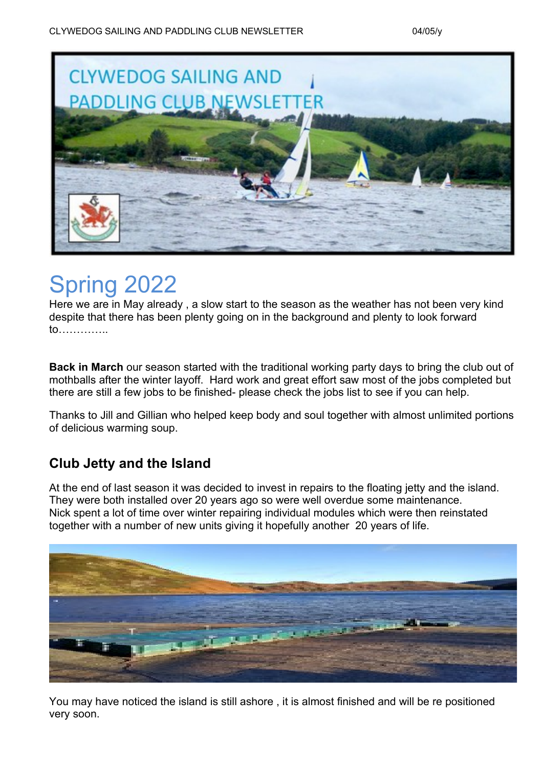# Spring 2022

Here we are in May already , a slow start to the season as the weather has not been very kind despite that there has been plenty going on in the background and plenty to look forward to…………..

**Back in March** our season started with the traditional working party days to bring the club out of mothballs after the winter layoff. Hard work and great effort saw most of the jobs completed but there are still a few jobs to be finished- please check the jobs list to see if you can help.

Thanks to Jill and Gillian who helped keep body and soul together with almost unlimited portions of delicious warming soup.

## Club Jetty and the Island

At the end of last season it was decided to invest in repairs to the floating jetty and the island. They were both installed over 20 years ago so were well overdue some maintenance. Nick spent a lot of time over winter repairing individual modules which were then reinstated together with a number of new units giving it hopefully another 20 years of life.

You may have noticed the island is still ashore , it is almost finished and will be re positioned very soon.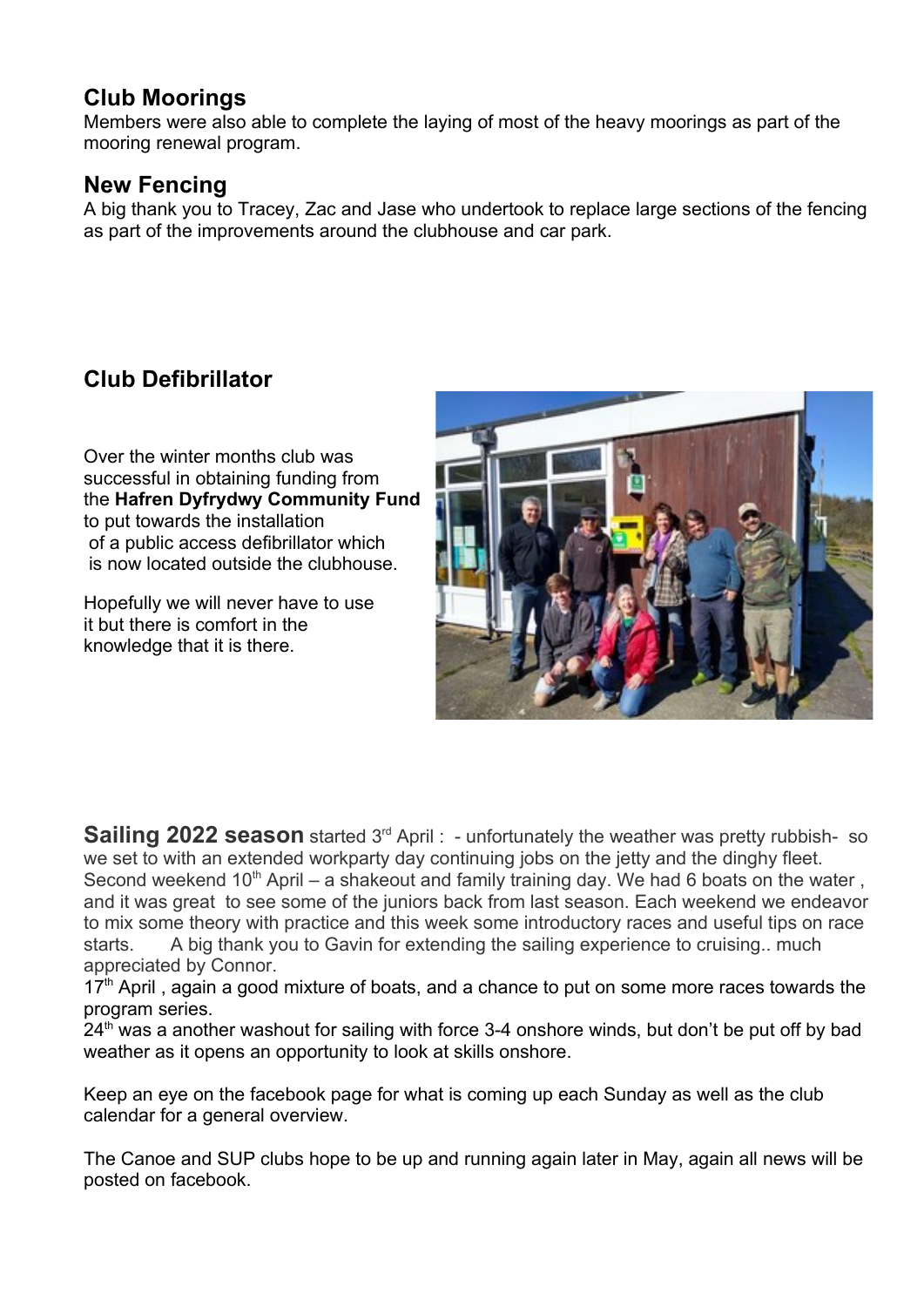## Club Moorings

Members were also able to complete the laying of most of the heavy moorings as part of the mooring renewal program.

## New Fencing

A big thank you to Tracey, Zac and Jase who undertook to replace large sections of the fencing as part of the improvements around the clubhouse and car park.

## Club Defibrillator

Over the winter months club was successful in obtaining funding from the **Hafren Dyfrydwy Community Fund** to put towards the installation of a public access defibrillator which is now located outside the clubhouse.

Hopefully we will never have to use it but there is comfort in the knowledge that it is there.

**Sailing 2022 season** started 3rd April : - unfortunately the weather was pretty rubbish- so we set to with an extended workparty day continuing jobs on the jetty and the dinghy fleet. Second weekend 10th April – a shakeout and family training day. We had 6 boats on the water , and it was great to see some of the juniors back from last season. Each weekend we endeavor to mix some theory with practice and this week some introductory races and useful tips on race starts. A big thank you to Gavin for extending the sailing experience to cruising.. much appreciated by Connor.

17th April , again a good mixture of boats, and a chance to put on some more races towards the program series.

24th was a another washout for sailing with force 3-4 onshore winds, but don't be put off by bad weather as it opens an opportunity to look at skills onshore.

Keep an eye on the facebook page for what is coming up each Sunday as well as the club calendar for a general overview.

The Canoe and SUP clubs hope to be up and running again later in May, again all news will be posted on facebook.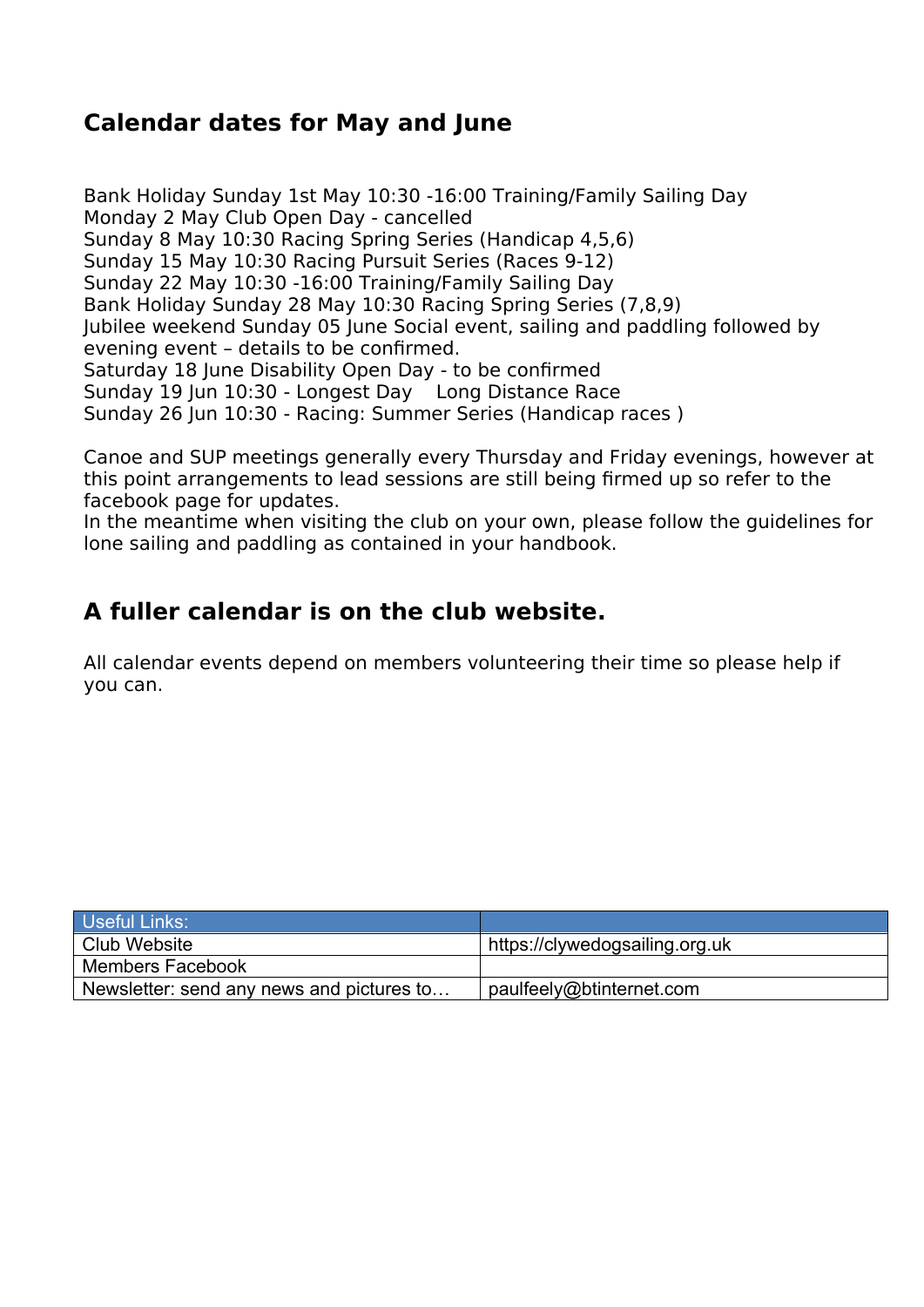## Calendar dates for May and June

Bank Holiday Sunday 1st May 10:30 -16:00 Training/Family Sailing Day
Monday 2 May Club Open Day - cancelled
Sunday 8 May 10:30 Racing Spring Series (Handicap 4,5,6)
Sunday 15 May 10:30 Racing Pursuit Series (Races 9-12)
Sunday 22 May 10:30 -16:00 Training/Family Sailing Day
Bank Holiday Sunday 28 May 10:30 Racing Spring Series (7,8,9)
Jubilee weekend Sunday 05 June Social event, sailing and paddling followed by evening event – details to be confirmed.
Saturday 18 June Disability Open Day - to be confirmed
Sunday 19 Jun 10:30 - Longest Day Long Distance Race
Sunday 26 Jun 10:30 - Racing: Summer Series (Handicap races )

Canoe and SUP meetings generally every Thursday and Friday evenings, however at this point arrangements to lead sessions are still being firmed up so refer to the facebook page for updates.
In the meantime when visiting the club on your own, please follow the guidelines for lone sailing and paddling as contained in your handbook.

## A fuller calendar is on the club website.

All calendar events depend on members volunteering their time so please help if you can.

| Useful Links: | |
|---|---|
| Club Website | https://clywedogsailing.org.uk |
| Members Facebook | |
| Newsletter: send any news and pictures to… | paulfeely@btinternet.com |